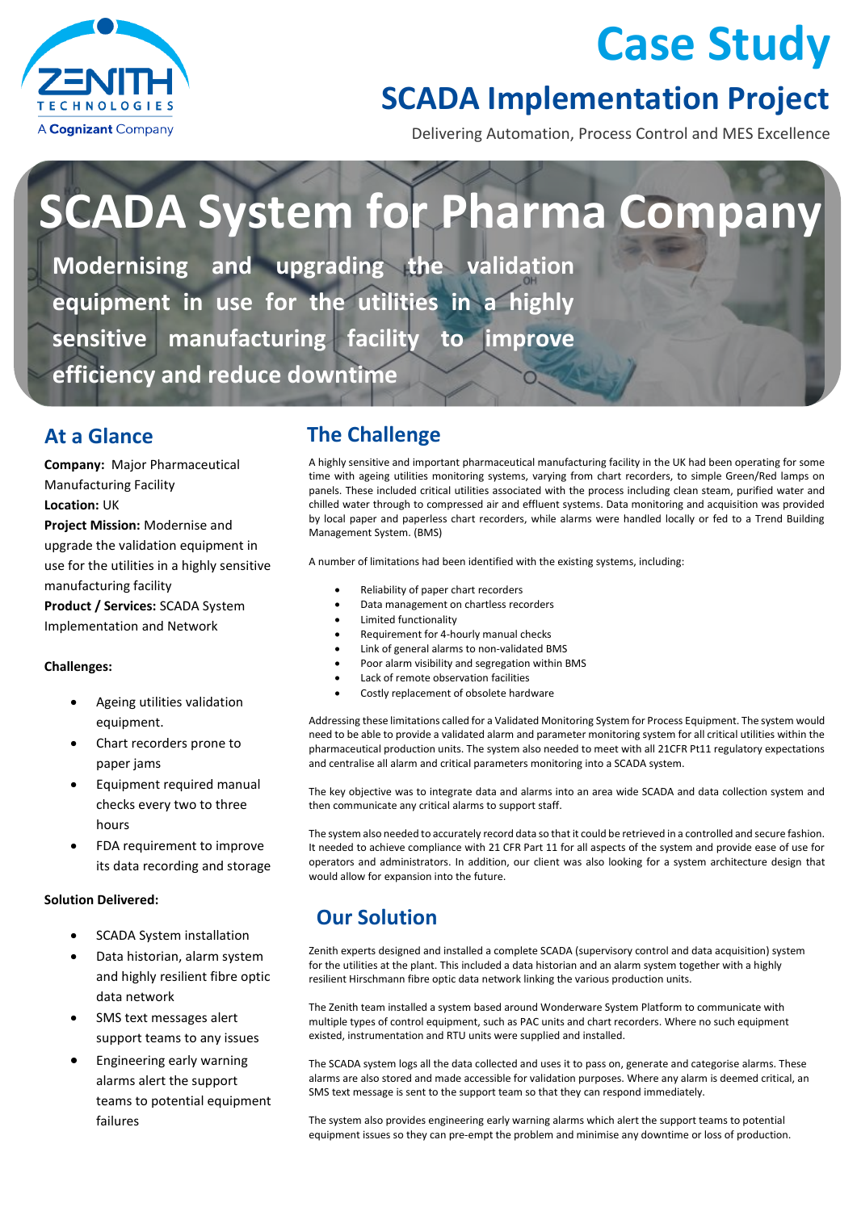ZENITH TECHNOLOGIES
A Cognizant Company

# Case Study

## SCADA Implementation Project

Delivering Automation, Process Control and MES Excellence

# SCADA System for Pharma Company

**Modernising and upgrading the validation equipment in use for the utilities in a highly sensitive manufacturing facility to improve efficiency and reduce downtime**

## At a Glance

**Company:** Major Pharmaceutical Manufacturing Facility
**Location:** UK
**Project Mission:** Modernise and upgrade the validation equipment in use for the utilities in a highly sensitive manufacturing facility
**Product / Services:** SCADA System Implementation and Network

**Challenges:**

- Ageing utilities validation equipment.
- Chart recorders prone to paper jams
- Equipment required manual checks every two to three hours
- FDA requirement to improve its data recording and storage

**Solution Delivered:**

- SCADA System installation
- Data historian, alarm system and highly resilient fibre optic data network
- SMS text messages alert support teams to any issues
- Engineering early warning alarms alert the support teams to potential equipment failures

## The Challenge

A highly sensitive and important pharmaceutical manufacturing facility in the UK had been operating for some time with ageing utilities monitoring systems, varying from chart recorders, to simple Green/Red lamps on panels. These included critical utilities associated with the process including clean steam, purified water and chilled water through to compressed air and effluent systems. Data monitoring and acquisition was provided by local paper and paperless chart recorders, while alarms were handled locally or fed to a Trend Building Management System. (BMS)

A number of limitations had been identified with the existing systems, including:

- Reliability of paper chart recorders
- Data management on chartless recorders
- Limited functionality
- Requirement for 4-hourly manual checks
- Link of general alarms to non-validated BMS
- Poor alarm visibility and segregation within BMS
- Lack of remote observation facilities
- Costly replacement of obsolete hardware

Addressing these limitations called for a Validated Monitoring System for Process Equipment. The system would need to be able to provide a validated alarm and parameter monitoring system for all critical utilities within the pharmaceutical production units. The system also needed to meet with all 21CFR Pt11 regulatory expectations and centralise all alarm and critical parameters monitoring into a SCADA system.

The key objective was to integrate data and alarms into an area wide SCADA and data collection system and then communicate any critical alarms to support staff.

The system also needed to accurately record data so that it could be retrieved in a controlled and secure fashion. It needed to achieve compliance with 21 CFR Part 11 for all aspects of the system and provide ease of use for operators and administrators. In addition, our client was also looking for a system architecture design that would allow for expansion into the future.

## Our Solution

Zenith experts designed and installed a complete SCADA (supervisory control and data acquisition) system for the utilities at the plant. This included a data historian and an alarm system together with a highly resilient Hirschmann fibre optic data network linking the various production units.

The Zenith team installed a system based around Wonderware System Platform to communicate with multiple types of control equipment, such as PAC units and chart recorders. Where no such equipment existed, instrumentation and RTU units were supplied and installed.

The SCADA system logs all the data collected and uses it to pass on, generate and categorise alarms. These alarms are also stored and made accessible for validation purposes. Where any alarm is deemed critical, an SMS text message is sent to the support team so that they can respond immediately.

The system also provides engineering early warning alarms which alert the support teams to potential equipment issues so they can pre-empt the problem and minimise any downtime or loss of production.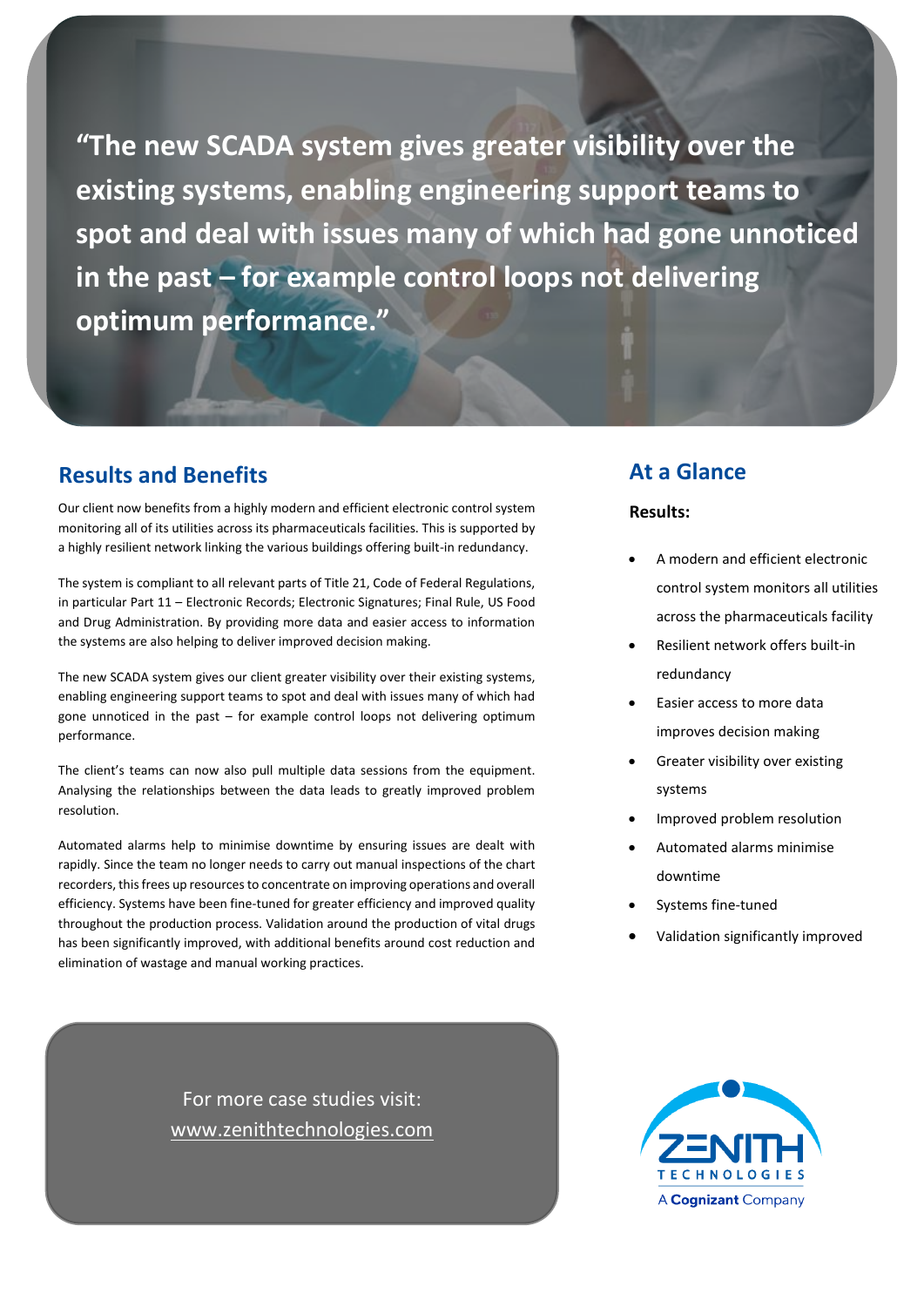**"The new SCADA system gives greater visibility over the existing systems, enabling engineering support teams to spot and deal with issues many of which had gone unnoticed in the past – for example control loops not delivering optimum performance."**

## Results and Benefits

Our client now benefits from a highly modern and efficient electronic control system monitoring all of its utilities across its pharmaceuticals facilities. This is supported by a highly resilient network linking the various buildings offering built-in redundancy.

The system is compliant to all relevant parts of Title 21, Code of Federal Regulations, in particular Part 11 – Electronic Records; Electronic Signatures; Final Rule, US Food and Drug Administration. By providing more data and easier access to information the systems are also helping to deliver improved decision making.

The new SCADA system gives our client greater visibility over their existing systems, enabling engineering support teams to spot and deal with issues many of which had gone unnoticed in the past – for example control loops not delivering optimum performance.

The client's teams can now also pull multiple data sessions from the equipment. Analysing the relationships between the data leads to greatly improved problem resolution.

Automated alarms help to minimise downtime by ensuring issues are dealt with rapidly. Since the team no longer needs to carry out manual inspections of the chart recorders, this frees up resources to concentrate on improving operations and overall efficiency. Systems have been fine-tuned for greater efficiency and improved quality throughout the production process. Validation around the production of vital drugs has been significantly improved, with additional benefits around cost reduction and elimination of wastage and manual working practices.

## At a Glance

**Results:**

- A modern and efficient electronic control system monitors all utilities across the pharmaceuticals facility
- Resilient network offers built-in redundancy
- Easier access to more data improves decision making
- Greater visibility over existing systems
- Improved problem resolution
- Automated alarms minimise downtime
- Systems fine-tuned
- Validation significantly improved

For more case studies visit:
www.zenithtechnologies.com

ZENITH TECHNOLOGIES
A Cognizant Company